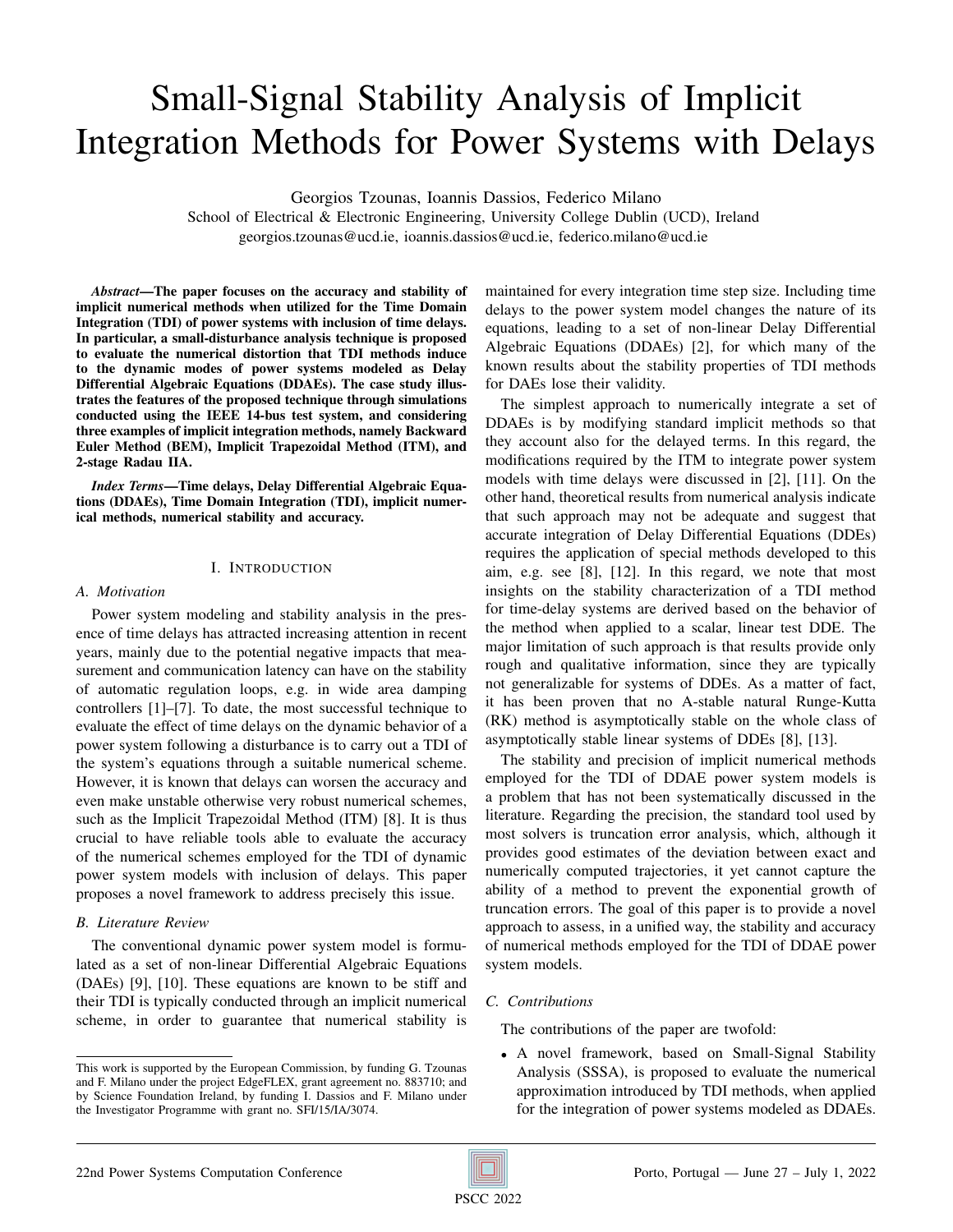# Small-Signal Stability Analysis of Implicit Integration Methods for Power Systems with Delays

Georgios Tzounas, Ioannis Dassios, Federico Milano

School of Electrical & Electronic Engineering, University College Dublin (UCD), Ireland

georgios.tzounas@ucd.ie, ioannis.dassios@ucd.ie, federico.milano@ucd.ie

***Abstract*—The paper focuses on the accuracy and stability of implicit numerical methods when utilized for the Time Domain Integration (TDI) of power systems with inclusion of time delays. In particular, a small-disturbance analysis technique is proposed to evaluate the numerical distortion that TDI methods induce to the dynamic modes of power systems modeled as Delay Differential Algebraic Equations (DDAEs). The case study illustrates the features of the proposed technique through simulations conducted using the IEEE 14-bus test system, and considering three examples of implicit integration methods, namely Backward Euler Method (BEM), Implicit Trapezoidal Method (ITM), and 2-stage Radau IIA.**

***Index Terms*—Time delays, Delay Differential Algebraic Equations (DDAEs), Time Domain Integration (TDI), implicit numerical methods, numerical stability and accuracy.**

## I. Introduction

### A. Motivation

Power system modeling and stability analysis in the presence of time delays has attracted increasing attention in recent years, mainly due to the potential negative impacts that measurement and communication latency can have on the stability of automatic regulation loops, e.g. in wide area damping controllers [1]–[7]. To date, the most successful technique to evaluate the effect of time delays on the dynamic behavior of a power system following a disturbance is to carry out a TDI of the system's equations through a suitable numerical scheme. However, it is known that delays can worsen the accuracy and even make unstable otherwise very robust numerical schemes, such as the Implicit Trapezoidal Method (ITM) [8]. It is thus crucial to have reliable tools able to evaluate the accuracy of the numerical schemes employed for the TDI of dynamic power system models with inclusion of delays. This paper proposes a novel framework to address precisely this issue.

### B. Literature Review

The conventional dynamic power system model is formulated as a set of non-linear Differential Algebraic Equations (DAEs) [9], [10]. These equations are known to be stiff and their TDI is typically conducted through an implicit numerical scheme, in order to guarantee that numerical stability is maintained for every integration time step size. Including time delays to the power system model changes the nature of its equations, leading to a set of non-linear Delay Differential Algebraic Equations (DDAEs) [2], for which many of the known results about the stability properties of TDI methods for DAEs lose their validity.

The simplest approach to numerically integrate a set of DDAEs is by modifying standard implicit methods so that they account also for the delayed terms. In this regard, the modifications required by the ITM to integrate power system models with time delays were discussed in [2], [11]. On the other hand, theoretical results from numerical analysis indicate that such approach may not be adequate and suggest that accurate integration of Delay Differential Equations (DDEs) requires the application of special methods developed to this aim, e.g. see [8], [12]. In this regard, we note that most insights on the stability characterization of a TDI method for time-delay systems are derived based on the behavior of the method when applied to a scalar, linear test DDE. The major limitation of such approach is that results provide only rough and qualitative information, since they are typically not generalizable for systems of DDEs. As a matter of fact, it has been proven that no A-stable natural Runge-Kutta (RK) method is asymptotically stable on the whole class of asymptotically stable linear systems of DDEs [8], [13].

The stability and precision of implicit numerical methods employed for the TDI of DDAE power system models is a problem that has not been systematically discussed in the literature. Regarding the precision, the standard tool used by most solvers is truncation error analysis, which, although it provides good estimates of the deviation between exact and numerically computed trajectories, it yet cannot capture the ability of a method to prevent the exponential growth of truncation errors. The goal of this paper is to provide a novel approach to assess, in a unified way, the stability and accuracy of numerical methods employed for the TDI of DDAE power system models.

### C. Contributions

The contributions of the paper are twofold:

- A novel framework, based on Small-Signal Stability Analysis (SSSA), is proposed to evaluate the numerical approximation introduced by TDI methods, when applied for the integration of power systems modeled as DDAEs.

This work is supported by the European Commission, by funding G. Tzounas and F. Milano under the project EdgeFLEX, grant agreement no. 883710; and by Science Foundation Ireland, by funding I. Dassios and F. Milano under the Investigator Programme with grant no. SFI/15/IA/3074.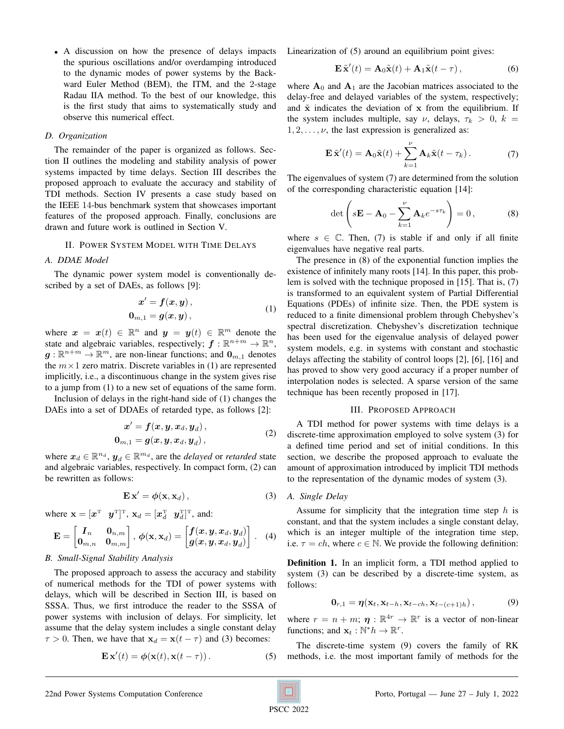- A discussion on how the presence of delays impacts the spurious oscillations and/or overdamping introduced to the dynamic modes of power systems by the Backward Euler Method (BEM), the ITM, and the 2-stage Radau IIA method. To the best of our knowledge, this is the first study that aims to systematically study and observe this numerical effect.

### D. Organization

The remainder of the paper is organized as follows. Section II outlines the modeling and stability analysis of power systems impacted by time delays. Section III describes the proposed approach to evaluate the accuracy and stability of TDI methods. Section IV presents a case study based on the IEEE 14-bus benchmark system that showcases important features of the proposed approach. Finally, conclusions are drawn and future work is outlined in Section V.

## II. Power System Model with Time Delays

### A. DDAE Model

The dynamic power system model is conventionally described by a set of DAEs, as follows [9]:

$$
\begin{aligned}
\boldsymbol{x}' &= \boldsymbol{f}(\boldsymbol{x}, \boldsymbol{y}) \,, \\
\mathbf{0}_{m,1} &= \boldsymbol{g}(\boldsymbol{x}, \boldsymbol{y}) \,,
\end{aligned}
\tag{1}
$$

where $\boldsymbol{x} = \boldsymbol{x}(t) \in \mathbb{R}^n$ and $\boldsymbol{y} = \boldsymbol{y}(t) \in \mathbb{R}^m$ denote the state and algebraic variables, respectively; $\boldsymbol{f} : \mathbb{R}^{n+m} \rightarrow \mathbb{R}^n$, $\boldsymbol{g} : \mathbb{R}^{n+m} \rightarrow \mathbb{R}^m$, are non-linear functions; and $\mathbf{0}_{m,1}$ denotes the $m \times 1$ zero matrix. Discrete variables in (1) are represented implicitly, i.e., a discontinuous change in the system gives rise to a jump from (1) to a new set of equations of the same form.

Inclusion of delays in the right-hand side of (1) changes the DAEs into a set of DDAEs of retarded type, as follows [2]:

$$
\begin{aligned}
\boldsymbol{x}' &= \boldsymbol{f}(\boldsymbol{x}, \boldsymbol{y}, \boldsymbol{x}_d, \boldsymbol{y}_d) \,, \\
\mathbf{0}_{m,1} &= \boldsymbol{g}(\boldsymbol{x}, \boldsymbol{y}, \boldsymbol{x}_d, \boldsymbol{y}_d) \,,
\end{aligned}
\tag{2}
$$

where $\boldsymbol{x}_d \in \mathbb{R}^{n_d}$, $\boldsymbol{y}_d \in \mathbb{R}^{m_d}$, are the *delayed* or *retarded* state and algebraic variables, respectively. In compact form, (2) can be rewritten as follows:

$$
\mathbf{E}\, \mathbf{x}' = \boldsymbol{\phi}(\mathbf{x}, \mathbf{x}_d) \,, \tag{3}
$$

where $\mathbf{x} = [\boldsymbol{x}^{\mathrm{T}} \;\; \boldsymbol{y}^{\mathrm{T}}]^{\mathrm{T}}$, $\mathbf{x}_d = [\boldsymbol{x}_d^{\mathrm{T}} \;\; \boldsymbol{y}_d^{\mathrm{T}}]^{\mathrm{T}}$, and:

$$
\mathbf{E} = \begin{bmatrix} \boldsymbol{I}_n & \mathbf{0}_{n,m} \\ \mathbf{0}_{m,n} & \mathbf{0}_{m,m} \end{bmatrix} , \; \boldsymbol{\phi}(\mathbf{x}, \mathbf{x}_d) = \begin{bmatrix} \boldsymbol{f}(\boldsymbol{x}, \boldsymbol{y}, \boldsymbol{x}_d, \boldsymbol{y}_d) \\ \boldsymbol{g}(\boldsymbol{x}, \boldsymbol{y}, \boldsymbol{x}_d, \boldsymbol{y}_d) \end{bmatrix} . \tag{4}
$$

### B. Small-Signal Stability Analysis

The proposed approach to assess the accuracy and stability of numerical methods for the TDI of power systems with delays, which will be described in Section III, is based on SSSA. Thus, we first introduce the reader to the SSSA of power systems with inclusion of delays. For simplicity, let assume that the delay system includes a single constant delay $\tau > 0$. Then, we have that $\mathbf{x}_d = \mathbf{x}(t - \tau)$ and (3) becomes:

$$
\mathbf{E}\, \mathbf{x}'(t) = \boldsymbol{\phi}(\mathbf{x}(t), \mathbf{x}(t - \tau)) \,. \tag{5}
$$

Linearization of (5) around an equilibrium point gives:

$$
\mathbf{E}\, \tilde{\mathbf{x}}'(t) = \mathbf{A}_0 \tilde{\mathbf{x}}(t) + \mathbf{A}_1 \tilde{\mathbf{x}}(t - \tau) \,, \tag{6}
$$

where $\mathbf{A}_0$ and $\mathbf{A}_1$ are the Jacobian matrices associated to the delay-free and delayed variables of the system, respectively; and $\tilde{\mathbf{x}}$ indicates the deviation of $\mathbf{x}$ from the equilibrium. If the system includes multiple, say $\nu$, delays, $\tau_k > 0$, $k = 1, 2, \ldots, \nu$, the last expression is generalized as:

$$
\mathbf{E}\, \tilde{\mathbf{x}}'(t) = \mathbf{A}_0 \tilde{\mathbf{x}}(t) + \sum_{k=1}^{\nu} \mathbf{A}_k \tilde{\mathbf{x}}(t - \tau_k) \,. \tag{7}
$$

The eigenvalues of system (7) are determined from the solution of the corresponding characteristic equation [14]:

$$
\det \left( s\mathbf{E} - \mathbf{A}_0 - \sum_{k=1}^{\nu} \mathbf{A}_k e^{-s\tau_k} \right) = 0 \,, \tag{8}
$$

where $s \in \mathbb{C}$. Then, (7) is stable if and only if all finite eigenvalues have negative real parts.

The presence in (8) of the exponential function implies the existence of infinitely many roots [14]. In this paper, this problem is solved with the technique proposed in [15]. That is, (7) is transformed to an equivalent system of Partial Differential Equations (PDEs) of infinite size. Then, the PDE system is reduced to a finite dimensional problem through Chebyshev's spectral discretization. Chebyshev's discretization technique has been used for the eigenvalue analysis of delayed power system models, e.g. in systems with constant and stochastic delays affecting the stability of control loops [2], [6], [16] and has proved to show very good accuracy if a proper number of interpolation nodes is selected. A sparse version of the same technique has been recently proposed in [17].

## III. Proposed Approach

A TDI method for power systems with time delays is a discrete-time approximation employed to solve system (3) for a defined time period and set of initial conditions. In this section, we describe the proposed approach to evaluate the amount of approximation introduced by implicit TDI methods to the representation of the dynamic modes of system (3).

### A. Single Delay

Assume for simplicity that the integration time step $h$ is constant, and that the system includes a single constant delay, which is an integer multiple of the integration time step, i.e. $\tau = ch$, where $c \in \mathbb{N}$. We provide the following definition:

**Definition 1.** In an implicit form, a TDI method applied to system (3) can be described by a discrete-time system, as follows:

$$
\mathbf{0}_{r,1} = \boldsymbol{\eta}(\mathbf{x}_t, \mathbf{x}_{t-h}, \mathbf{x}_{t-ch}, \mathbf{x}_{t-(c+1)h}) \,, \tag{9}
$$

where $r = n + m$; $\boldsymbol{\eta} : \mathbb{R}^{4r} \rightarrow \mathbb{R}^r$ is a vector of non-linear functions; and $\mathbf{x}_t : \mathbb{N}^* h \rightarrow \mathbb{R}^r$.

The discrete-time system (9) covers the family of RK methods, i.e. the most important family of methods for the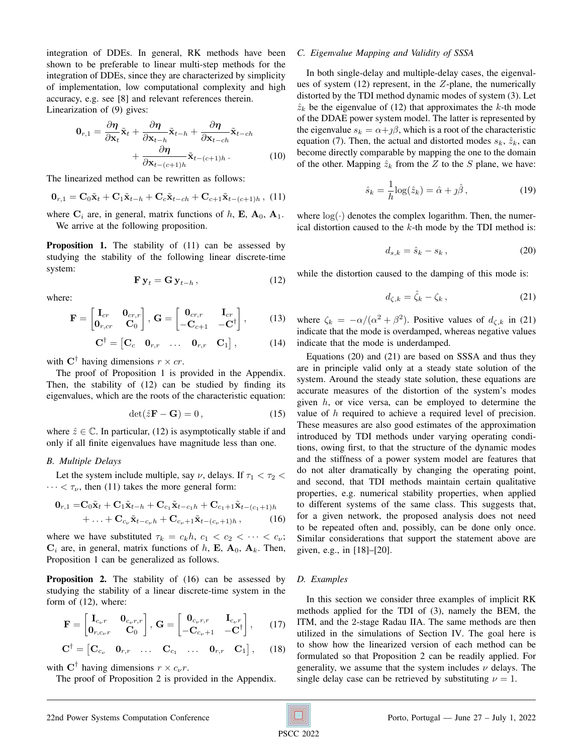integration of DDEs. In general, RK methods have been shown to be preferable to linear multi-step methods for the integration of DDEs, since they are characterized by simplicity of implementation, low computational complexity and high accuracy, e.g. see [8] and relevant references therein.

Linearization of (9) gives:

$$
\begin{aligned}
\mathbf{0}_{r,1} = \frac{\partial \boldsymbol{\eta}}{\partial \mathbf{x}_t}\tilde{\mathbf{x}}_t + \frac{\partial \boldsymbol{\eta}}{\partial \mathbf{x}_{t-h}}\tilde{\mathbf{x}}_{t-h} + \frac{\partial \boldsymbol{\eta}}{\partial \mathbf{x}_{t-ch}}\tilde{\mathbf{x}}_{t-ch} \\
+ \frac{\partial \boldsymbol{\eta}}{\partial \mathbf{x}_{t-(c+1)h}}\tilde{\mathbf{x}}_{t-(c+1)h} \, .
\end{aligned} \tag{10}
$$

The linearized method can be rewritten as follows:

$$
\mathbf{0}_{r,1} = \mathbf{C}_0\tilde{\mathbf{x}}_t + \mathbf{C}_1\tilde{\mathbf{x}}_{t-h} + \mathbf{C}_c\tilde{\mathbf{x}}_{t-ch} + \mathbf{C}_{c+1}\tilde{\mathbf{x}}_{t-(c+1)h} \, , \tag{11}
$$

where $\mathbf{C}_i$ are, in general, matrix functions of $h$, $\mathbf{E}$, $\mathbf{A}_0$, $\mathbf{A}_1$.

We arrive at the following proposition.

**Proposition 1.** The stability of (11) can be assessed by studying the stability of the following linear discrete-time system:

$$
\mathbf{F}\,\mathbf{y}_t = \mathbf{G}\,\mathbf{y}_{t-h} \, , \tag{12}
$$

where:

$$
\mathbf{F} = \begin{bmatrix} \mathbf{I}_{cr} & \mathbf{0}_{cr,r} \\ \mathbf{0}_{r,cr} & \mathbf{C}_0 \end{bmatrix}, \, \mathbf{G} = \begin{bmatrix} \mathbf{0}_{cr,r} & \mathbf{I}_{cr} \\ -\mathbf{C}_{c+1} & -\mathbf{C}^{\dagger} \end{bmatrix}, \tag{13}
$$

$$
\mathbf{C}^{\dagger} = \begin{bmatrix} \mathbf{C}_c & \mathbf{0}_{r,r} & \dots & \mathbf{0}_{r,r} & \mathbf{C}_1 \end{bmatrix}, \tag{14}
$$

with $\mathbf{C}^{\dagger}$ having dimensions $r \times cr$.

The proof of Proposition 1 is provided in the Appendix. Then, the stability of (12) can be studied by finding its eigenvalues, which are the roots of the characteristic equation:

$$
\det(\hat{z}\mathbf{F} - \mathbf{G}) = 0 \, , \tag{15}
$$

where $\hat{z} \in \mathbb{C}$. In particular, (12) is asymptotically stable if and only if all finite eigenvalues have magnitude less than one.

### *B. Multiple Delays*

Let the system include multiple, say $\nu$, delays. If $\tau_1 < \tau_2 < \dots < \tau_\nu$, then (11) takes the more general form:

$$
\begin{aligned}
\mathbf{0}_{r,1} =& \mathbf{C}_0\tilde{\mathbf{x}}_t + \mathbf{C}_1\tilde{\mathbf{x}}_{t-h} + \mathbf{C}_{c_1}\tilde{\mathbf{x}}_{t-c_1 h} + \mathbf{C}_{c_1+1}\tilde{\mathbf{x}}_{t-(c_1+1)h} \\
&+ \dots + \mathbf{C}_{c_\nu}\tilde{\mathbf{x}}_{t-c_\nu h} + \mathbf{C}_{c_\nu+1}\tilde{\mathbf{x}}_{t-(c_\nu+1)h} \, ,
\end{aligned} \tag{16}
$$

where we have substituted $\tau_k = c_k h$, $c_1 < c_2 < \dots < c_\nu$; $\mathbf{C}_i$ are, in general, matrix functions of $h$, $\mathbf{E}$, $\mathbf{A}_0$, $\mathbf{A}_k$. Then, Proposition 1 can be generalized as follows.

**Proposition 2.** The stability of (16) can be assessed by studying the stability of a linear discrete-time system in the form of (12), where:

$$
\mathbf{F} = \begin{bmatrix} \mathbf{I}_{c_\nu r} & \mathbf{0}_{c_\nu r,r} \\ \mathbf{0}_{r,c_\nu r} & \mathbf{C}_0 \end{bmatrix}, \, \mathbf{G} = \begin{bmatrix} \mathbf{0}_{c_\nu r,r} & \mathbf{I}_{c_\nu r} \\ -\mathbf{C}_{c_\nu+1} & -\mathbf{C}^{\dagger} \end{bmatrix}, \tag{17}
$$

$$
\mathbf{C}^{\dagger} = \begin{bmatrix} \mathbf{C}_{c_\nu} & \mathbf{0}_{r,r} & \dots & \mathbf{C}_{c_1} & \dots & \mathbf{0}_{r,r} & \mathbf{C}_1 \end{bmatrix}, \tag{18}
$$

with $\mathbf{C}^{\dagger}$ having dimensions $r \times c_\nu r$.

The proof of Proposition 2 is provided in the Appendix.

### *C. Eigenvalue Mapping and Validity of SSSA*

In both single-delay and multiple-delay cases, the eigenvalues of system (12) represent, in the $Z$-plane, the numerically distorted by the TDI method dynamic modes of system (3). Let $\hat{z}_k$ be the eigenvalue of (12) that approximates the $k$-th mode of the DDAE power system model. The latter is represented by the eigenvalue $s_k = \alpha + \jmath\beta$, which is a root of the characteristic equation (7). Then, the actual and distorted modes $s_k$, $\hat{z}_k$, can become directly comparable by mapping the one to the domain of the other. Mapping $\hat{z}_k$ from the $Z$ to the $S$ plane, we have:

$$
\hat{s}_k = \frac{1}{h}\log(\hat{z}_k) = \hat{\alpha} + \jmath\hat{\beta} \, , \tag{19}
$$

where $\log(\cdot)$ denotes the complex logarithm. Then, the numerical distortion caused to the $k$-th mode by the TDI method is:

$$
d_{s,k} = \hat{s}_k - s_k \, , \tag{20}
$$

while the distortion caused to the damping of this mode is:

$$
d_{\zeta,k} = \hat{\zeta}_k - \zeta_k \, , \tag{21}
$$

where $\zeta_k = -\alpha/(\alpha^2 + \beta^2)$. Positive values of $d_{\zeta,k}$ in (21) indicate that the mode is overdamped, whereas negative values indicate that the mode is underdamped.

Equations (20) and (21) are based on SSSA and thus they are in principle valid only at a steady state solution of the system. Around the steady state solution, these equations are accurate measures of the distortion of the system's modes given $h$, or vice versa, can be employed to determine the value of $h$ required to achieve a required level of precision. These measures are also good estimates of the approximation introduced by TDI methods under varying operating conditions, owing first, to that the structure of the dynamic modes and the stiffness of a power system model are features that do not alter dramatically by changing the operating point, and second, that TDI methods maintain certain qualitative properties, e.g. numerical stability properties, when applied to different systems of the same class. This suggests that, for a given network, the proposed analysis does not need to be repeated often and, possibly, can be done only once. Similar considerations that support the statement above are given, e.g., in [18]–[20].

### *D. Examples*

In this section we consider three examples of implicit RK methods applied for the TDI of (3), namely the BEM, the ITM, and the 2-stage Radau IIA. The same methods are then utilized in the simulations of Section IV. The goal here is to show how the linearized version of each method can be formulated so that Proposition 2 can be readily applied. For generality, we assume that the system includes $\nu$ delays. The single delay case can be retrieved by substituting $\nu = 1$.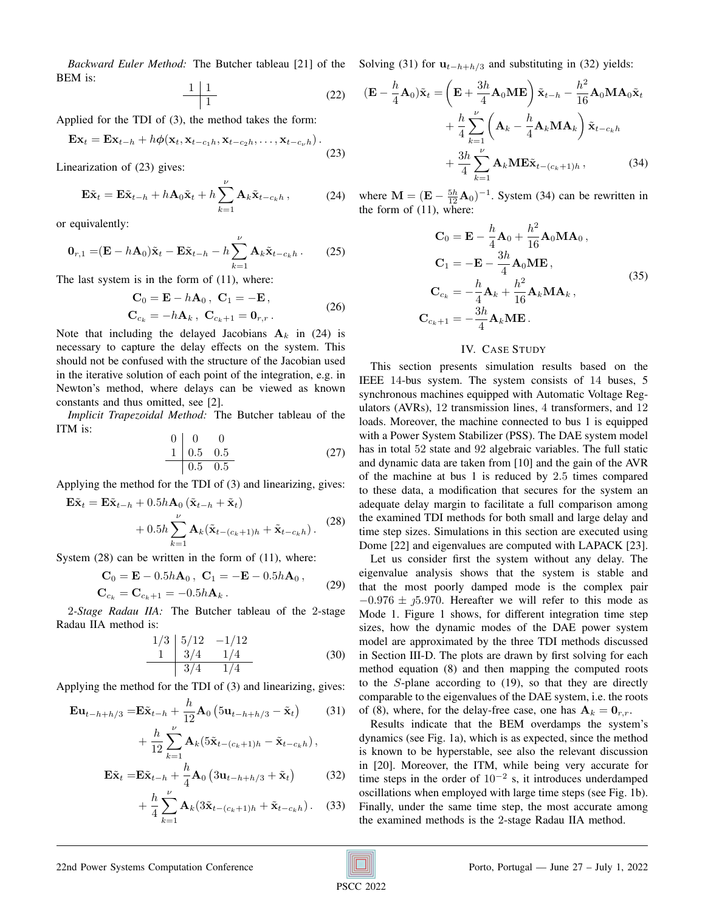*Backward Euler Method:* The Butcher tableau [21] of the BEM is:

$$\begin{array}{c|c} 1 & 1 \\ \hline & 1 \end{array} \tag{22}$$

Applied for the TDI of (3), the method takes the form:

$$\mathbf{E}\mathbf{x}_t = \mathbf{E}\mathbf{x}_{t-h} + h\boldsymbol{\phi}(\mathbf{x}_t, \mathbf{x}_{t-c_1 h}, \mathbf{x}_{t-c_2 h}, \ldots, \mathbf{x}_{t-c_\nu h}) \, . \tag{23}$$

Linearization of (23) gives:

$$\mathbf{E}\tilde{\mathbf{x}}_t = \mathbf{E}\tilde{\mathbf{x}}_{t-h} + h\mathbf{A}_0\tilde{\mathbf{x}}_t + h\sum_{k=1}^{\nu}\mathbf{A}_k\tilde{\mathbf{x}}_{t-c_k h} \, , \tag{24}$$

or equivalently:

$$\mathbf{0}_{r,1} = (\mathbf{E} - h\mathbf{A}_0)\tilde{\mathbf{x}}_t - \mathbf{E}\tilde{\mathbf{x}}_{t-h} - h\sum_{k=1}^{\nu}\mathbf{A}_k\tilde{\mathbf{x}}_{t-c_k h} \, . \tag{25}$$

The last system is in the form of (11), where:

$$\begin{aligned} \mathbf{C}_0 &= \mathbf{E} - h\mathbf{A}_0 \, , \ \mathbf{C}_1 = -\mathbf{E} \, , \\ \mathbf{C}_{c_k} &= -h\mathbf{A}_k \, , \ \mathbf{C}_{c_k+1} = \mathbf{0}_{r,r} \, . \end{aligned} \tag{26}$$

Note that including the delayed Jacobians $\mathbf{A}_k$ in (24) is necessary to capture the delay effects on the system. This should not be confused with the structure of the Jacobian used in the iterative solution of each point of the integration, e.g. in Newton's method, where delays can be viewed as known constants and thus omitted, see [2].

*Implicit Trapezoidal Method:* The Butcher tableau of the ITM is:

$$\begin{array}{c|cc} 0 & 0 & 0 \\ 1 & 0.5 & 0.5 \\ \hline & 0.5 & 0.5 \end{array} \tag{27}$$

Applying the method for the TDI of (3) and linearizing, gives:

$$\begin{aligned} \mathbf{E}\tilde{\mathbf{x}}_t = \mathbf{E}\tilde{\mathbf{x}}_{t-h} &+ 0.5h\mathbf{A}_0\left(\tilde{\mathbf{x}}_{t-h} + \tilde{\mathbf{x}}_t\right) \\ &+ 0.5h\sum_{k=1}^{\nu}\mathbf{A}_k(\tilde{\mathbf{x}}_{t-(c_k+1)h} + \tilde{\mathbf{x}}_{t-c_k h}) \, . \end{aligned} \tag{28}$$

System (28) can be written in the form of (11), where:

$$\begin{aligned} \mathbf{C}_0 &= \mathbf{E} - 0.5h\mathbf{A}_0 \, , \ \mathbf{C}_1 = -\mathbf{E} - 0.5h\mathbf{A}_0 \, , \\ \mathbf{C}_{c_k} &= \mathbf{C}_{c_k+1} = -0.5h\mathbf{A}_k \, . \end{aligned} \tag{29}$$

*2-Stage Radau IIA:* The Butcher tableau of the 2-stage Radau IIA method is:

$$\begin{array}{c|cc} 1/3 & 5/12 & -1/12 \\ 1 & 3/4 & 1/4 \\ \hline & 3/4 & 1/4 \end{array} \tag{30}$$

Applying the method for the TDI of (3) and linearizing, gives:

$$\begin{aligned} \mathbf{E}\mathbf{u}_{t-h+h/3} =& \mathbf{E}\tilde{\mathbf{x}}_{t-h} + \frac{h}{12}\mathbf{A}_0\left(5\mathbf{u}_{t-h+h/3} - \tilde{\mathbf{x}}_t\right) \quad (31) \\ &+ \frac{h}{12}\sum_{k=1}^{\nu}\mathbf{A}_k(5\tilde{\mathbf{x}}_{t-(c_k+1)h} - \tilde{\mathbf{x}}_{t-c_k h}) \, , \\ \mathbf{E}\tilde{\mathbf{x}}_t =& \mathbf{E}\tilde{\mathbf{x}}_{t-h} + \frac{h}{4}\mathbf{A}_0\left(3\mathbf{u}_{t-h+h/3} + \tilde{\mathbf{x}}_t\right) \quad (32) \\ &+ \frac{h}{4}\sum_{k=1}^{\nu}\mathbf{A}_k(3\tilde{\mathbf{x}}_{t-(c_k+1)h} + \tilde{\mathbf{x}}_{t-c_k h}) \, . \quad (33) \end{aligned}$$

Solving (31) for $\mathbf{u}_{t-h+h/3}$ and substituting in (32) yields:

$$\begin{aligned} (\mathbf{E} - \frac{h}{4}\mathbf{A}_0)\tilde{\mathbf{x}}_t =& \left(\mathbf{E} + \frac{3h}{4}\mathbf{A}_0\mathbf{M}\mathbf{E}\right)\tilde{\mathbf{x}}_{t-h} - \frac{h^2}{16}\mathbf{A}_0\mathbf{M}\mathbf{A}_0\tilde{\mathbf{x}}_t \\ &+ \frac{h}{4}\sum_{k=1}^{\nu}\left(\mathbf{A}_k - \frac{h}{4}\mathbf{A}_k\mathbf{M}\mathbf{A}_k\right)\tilde{\mathbf{x}}_{t-c_k h} \\ &+ \frac{3h}{4}\sum_{k=1}^{\nu}\mathbf{A}_k\mathbf{M}\mathbf{E}\tilde{\mathbf{x}}_{t-(c_k+1)h} \, , \end{aligned} \tag{34}$$

where $\mathbf{M} = (\mathbf{E} - \frac{5h}{12}\mathbf{A}_0)^{-1}$. System (34) can be rewritten in the form of (11), where:

$$\begin{aligned} \mathbf{C}_0 &= \mathbf{E} - \frac{h}{4}\mathbf{A}_0 + \frac{h^2}{16}\mathbf{A}_0\mathbf{M}\mathbf{A}_0 \, , \\ \mathbf{C}_1 &= -\mathbf{E} - \frac{3h}{4}\mathbf{A}_0\mathbf{M}\mathbf{E} \, , \\ \mathbf{C}_{c_k} &= -\frac{h}{4}\mathbf{A}_k + \frac{h^2}{16}\mathbf{A}_k\mathbf{M}\mathbf{A}_k \, , \\ \mathbf{C}_{c_k+1} &= -\frac{3h}{4}\mathbf{A}_k\mathbf{M}\mathbf{E} \, . \end{aligned} \tag{35}$$

## IV. Case Study

This section presents simulation results based on the IEEE 14-bus system. The system consists of 14 buses, 5 synchronous machines equipped with Automatic Voltage Regulators (AVRs), 12 transmission lines, 4 transformers, and 12 loads. Moreover, the machine connected to bus 1 is equipped with a Power System Stabilizer (PSS). The DAE system model has in total 52 state and 92 algebraic variables. The full static and dynamic data are taken from [10] and the gain of the AVR of the machine at bus 1 is reduced by 2.5 times compared to these data, a modification that secures for the system an adequate delay margin to facilitate a full comparison among the examined TDI methods for both small and large delay and time step sizes. Simulations in this section are executed using Dome [22] and eigenvalues are computed with LAPACK [23].

Let us consider first the system without any delay. The eigenvalue analysis shows that the system is stable and that the most poorly damped mode is the complex pair $-0.976 \pm \jmath 5.970$. Hereafter we will refer to this mode as Mode 1. Figure 1 shows, for different integration time step sizes, how the dynamic modes of the DAE power system model are approximated by the three TDI methods discussed in Section III-D. The plots are drawn by first solving for each method equation (8) and then mapping the computed roots to the $S$-plane according to (19), so that they are directly comparable to the eigenvalues of the DAE system, i.e. the roots of (8), where, for the delay-free case, one has $\mathbf{A}_k = \mathbf{0}_{r,r}$.

Results indicate that the BEM overdamps the system's dynamics (see Fig. 1a), which is as expected, since the method is known to be hyperstable, see also the relevant discussion in [20]. Moreover, the ITM, while being very accurate for time steps in the order of $10^{-2}$ s, it introduces underdamped oscillations when employed with large time steps (see Fig. 1b). Finally, under the same time step, the most accurate among the examined methods is the 2-stage Radau IIA method.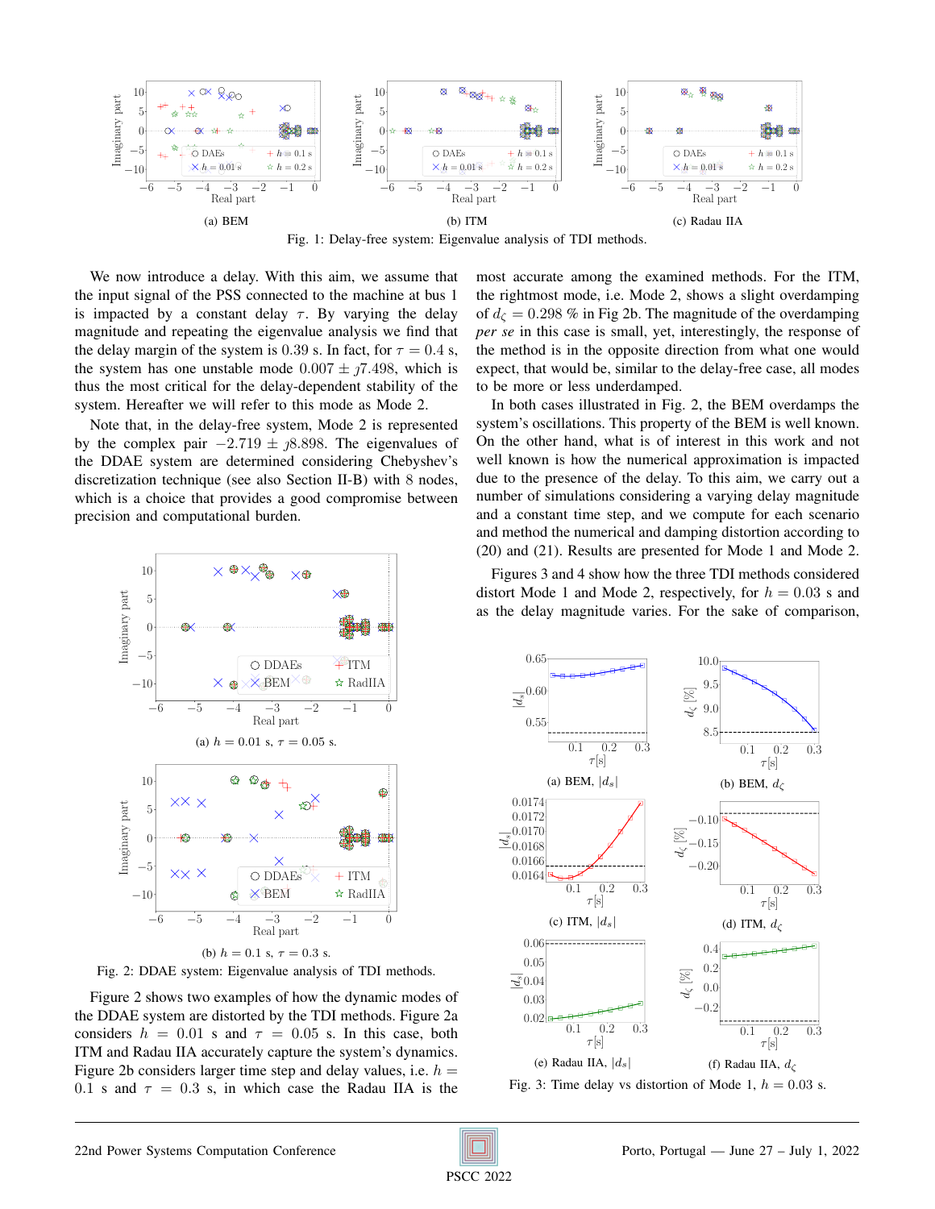(a) BEM

(b) ITM

(c) Radau IIA

Fig. 1: Delay-free system: Eigenvalue analysis of TDI methods.

We now introduce a delay. With this aim, we assume that the input signal of the PSS connected to the machine at bus 1 is impacted by a constant delay $\tau$. By varying the delay magnitude and repeating the eigenvalue analysis we find that the delay margin of the system is 0.39 s. In fact, for $\tau = 0.4$ s, the system has one unstable mode $0.007 \pm \jmath 7.498$, which is thus the most critical for the delay-dependent stability of the system. Hereafter we will refer to this mode as Mode 2.

Note that, in the delay-free system, Mode 2 is represented by the complex pair $-2.719 \pm \jmath 8.898$. The eigenvalues of the DDAE system are determined considering Chebyshev's discretization technique (see also Section II-B) with 8 nodes, which is a choice that provides a good compromise between precision and computational burden.

(a) $h = 0.01$ s, $\tau = 0.05$ s.

(b) $h = 0.1$ s, $\tau = 0.3$ s.

Fig. 2: DDAE system: Eigenvalue analysis of TDI methods.

Figure 2 shows two examples of how the dynamic modes of the DDAE system are distorted by the TDI methods. Figure 2a considers $h = 0.01$ s and $\tau = 0.05$ s. In this case, both ITM and Radau IIA accurately capture the system's dynamics. Figure 2b considers larger time step and delay values, i.e. $h = 0.1$ s and $\tau = 0.3$ s, in which case the Radau IIA is the most accurate among the examined methods. For the ITM, the rightmost mode, i.e. Mode 2, shows a slight overdamping of $d_\zeta = 0.298$ % in Fig 2b. The magnitude of the overdamping *per se* in this case is small, yet, interestingly, the response of the method is in the opposite direction from what one would expect, that would be, similar to the delay-free case, all modes to be more or less underdamped.

In both cases illustrated in Fig. 2, the BEM overdamps the system's oscillations. This property of the BEM is well known. On the other hand, what is of interest in this work and not well known is how the numerical approximation is impacted due to the presence of the delay. To this aim, we carry out a number of simulations considering a varying delay magnitude and a constant time step, and we compute for each scenario and method the numerical and damping distortion according to (20) and (21). Results are presented for Mode 1 and Mode 2.

Figures 3 and 4 show how the three TDI methods considered distort Mode 1 and Mode 2, respectively, for $h = 0.03$ s and as the delay magnitude varies. For the sake of comparison,

(a) BEM, $|d_s|$

(b) BEM, $d_\zeta$

(c) ITM, $|d_s|$

(d) ITM, $d_\zeta$

(e) Radau IIA, $|d_s|$

(f) Radau IIA, $d_\zeta$

Fig. 3: Time delay vs distortion of Mode 1, $h = 0.03$ s.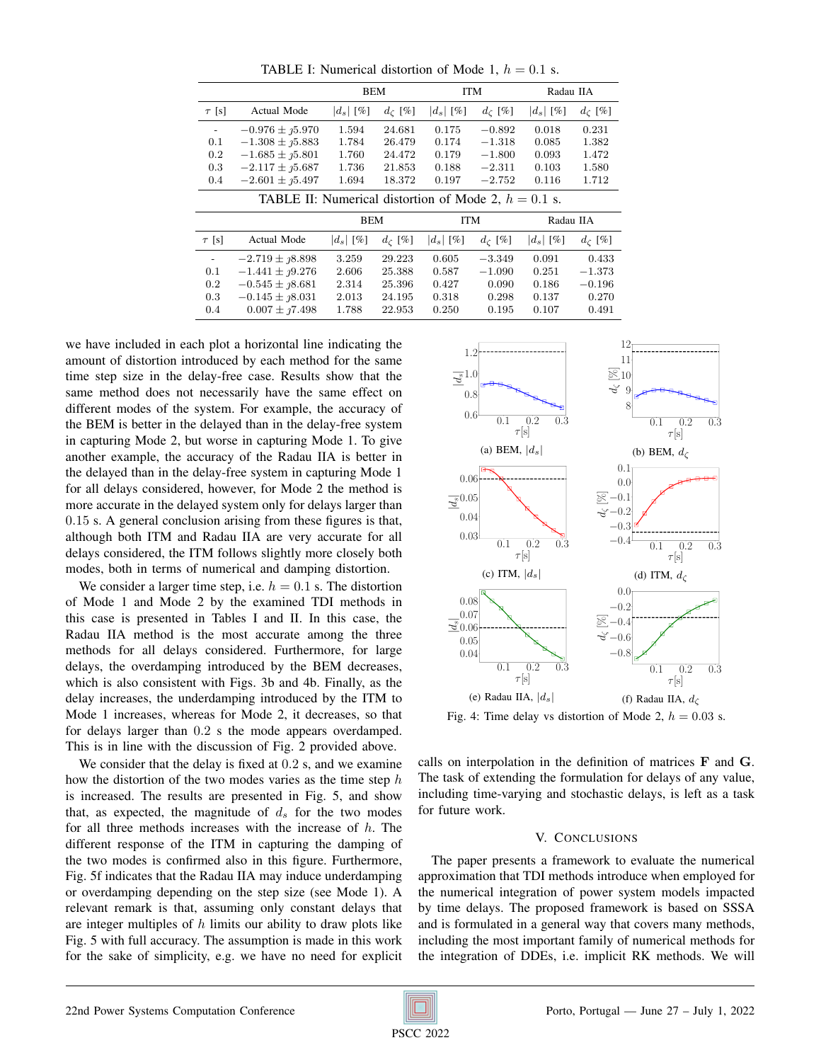TABLE I: Numerical distortion of Mode 1, $h = 0.1$ s.

| $\tau$ [s] | Actual Mode | BEM |  | ITM |  | Radau IIA |  |
|---|---|---|---|---|---|---|---|
|  |  | $\|d_s\|$ [%] | $d_\zeta$ [%] | $\|d_s\|$ [%] | $d_\zeta$ [%] | $\|d_s\|$ [%] | $d_\zeta$ [%] |
| - | $-0.976 \pm \jmath 5.970$ | 1.594 | 24.681 | 0.175 | $-0.892$ | 0.018 | 0.231 |
| 0.1 | $-1.308 \pm \jmath 5.883$ | 1.784 | 26.479 | 0.174 | $-1.318$ | 0.085 | 1.382 |
| 0.2 | $-1.685 \pm \jmath 5.801$ | 1.760 | 24.472 | 0.179 | $-1.800$ | 0.093 | 1.472 |
| 0.3 | $-2.117 \pm \jmath 5.687$ | 1.736 | 21.853 | 0.188 | $-2.311$ | 0.103 | 1.580 |
| 0.4 | $-2.601 \pm \jmath 5.497$ | 1.694 | 18.372 | 0.197 | $-2.752$ | 0.116 | 1.712 |

TABLE II: Numerical distortion of Mode 2, $h = 0.1$ s.

| $\tau$ [s] | Actual Mode | BEM |  | ITM |  | Radau IIA |  |
|---|---|---|---|---|---|---|---|
|  |  | $\|d_s\|$ [%] | $d_\zeta$ [%] | $\|d_s\|$ [%] | $d_\zeta$ [%] | $\|d_s\|$ [%] | $d_\zeta$ [%] |
| - | $-2.719 \pm \jmath 8.898$ | 3.259 | 29.223 | 0.605 | $-3.349$ | 0.091 | 0.433 |
| 0.1 | $-1.441 \pm \jmath 9.276$ | 2.606 | 25.388 | 0.587 | $-1.090$ | 0.251 | $-1.373$ |
| 0.2 | $-0.545 \pm \jmath 8.681$ | 2.314 | 25.396 | 0.427 | 0.090 | 0.186 | $-0.196$ |
| 0.3 | $-0.145 \pm \jmath 8.031$ | 2.013 | 24.195 | 0.318 | 0.298 | 0.137 | 0.270 |
| 0.4 | $0.007 \pm \jmath 7.498$ | 1.788 | 22.953 | 0.250 | 0.195 | 0.107 | 0.491 |

we have included in each plot a horizontal line indicating the amount of distortion introduced by each method for the same time step size in the delay-free case. Results show that the same method does not necessarily have the same effect on different modes of the system. For example, the accuracy of the BEM is better in the delayed than in the delay-free system in capturing Mode 2, but worse in capturing Mode 1. To give another example, the accuracy of the Radau IIA is better in the delayed than in the delay-free system in capturing Mode 1 for all delays considered, however, for Mode 2 the method is more accurate in the delayed system only for delays larger than 0.15 s. A general conclusion arising from these figures is that, although both ITM and Radau IIA are very accurate for all delays considered, the ITM follows slightly more closely both modes, both in terms of numerical and damping distortion.

We consider a larger time step, i.e. $h = 0.1$ s. The distortion of Mode 1 and Mode 2 by the examined TDI methods in this case is presented in Tables I and II. In this case, the Radau IIA method is the most accurate among the three methods for all delays considered. Furthermore, for large delays, the overdamping introduced by the BEM decreases, which is also consistent with Figs. 3b and 4b. Finally, as the delay increases, the underdamping introduced by the ITM to Mode 1 increases, whereas for Mode 2, it decreases, so that for delays larger than 0.2 s the mode appears overdamped. This is in line with the discussion of Fig. 2 provided above.

We consider that the delay is fixed at 0.2 s, and we examine how the distortion of the two modes varies as the time step $h$ is increased. The results are presented in Fig. 5, and show that, as expected, the magnitude of $d_s$ for the two modes for all three methods increases with the increase of $h$. The different response of the ITM in capturing the damping of the two modes is confirmed also in this figure. Furthermore, Fig. 5f indicates that the Radau IIA may induce underdamping or overdamping depending on the step size (see Mode 1). A relevant remark is that, assuming only constant delays that are integer multiples of $h$ limits our ability to draw plots like Fig. 5 with full accuracy. The assumption is made in this work for the sake of simplicity, e.g. we have no need for explicit calls on interpolation in the definition of matrices $\mathbf{F}$ and $\mathbf{G}$. The task of extending the formulation for delays of any value, including time-varying and stochastic delays, is left as a task for future work.

(a) BEM, $|d_s|$ (b) BEM, $d_\zeta$ (c) ITM, $|d_s|$ (d) ITM, $d_\zeta$ (e) Radau IIA, $|d_s|$ (f) Radau IIA, $d_\zeta$

Fig. 4: Time delay vs distortion of Mode 2, $h = 0.03$ s.

## V. Conclusions

The paper presents a framework to evaluate the numerical approximation that TDI methods introduce when employed for the numerical integration of power system models impacted by time delays. The proposed framework is based on SSSA and is formulated in a general way that covers many methods, including the most important family of numerical methods for the integration of DDEs, i.e. implicit RK methods. We will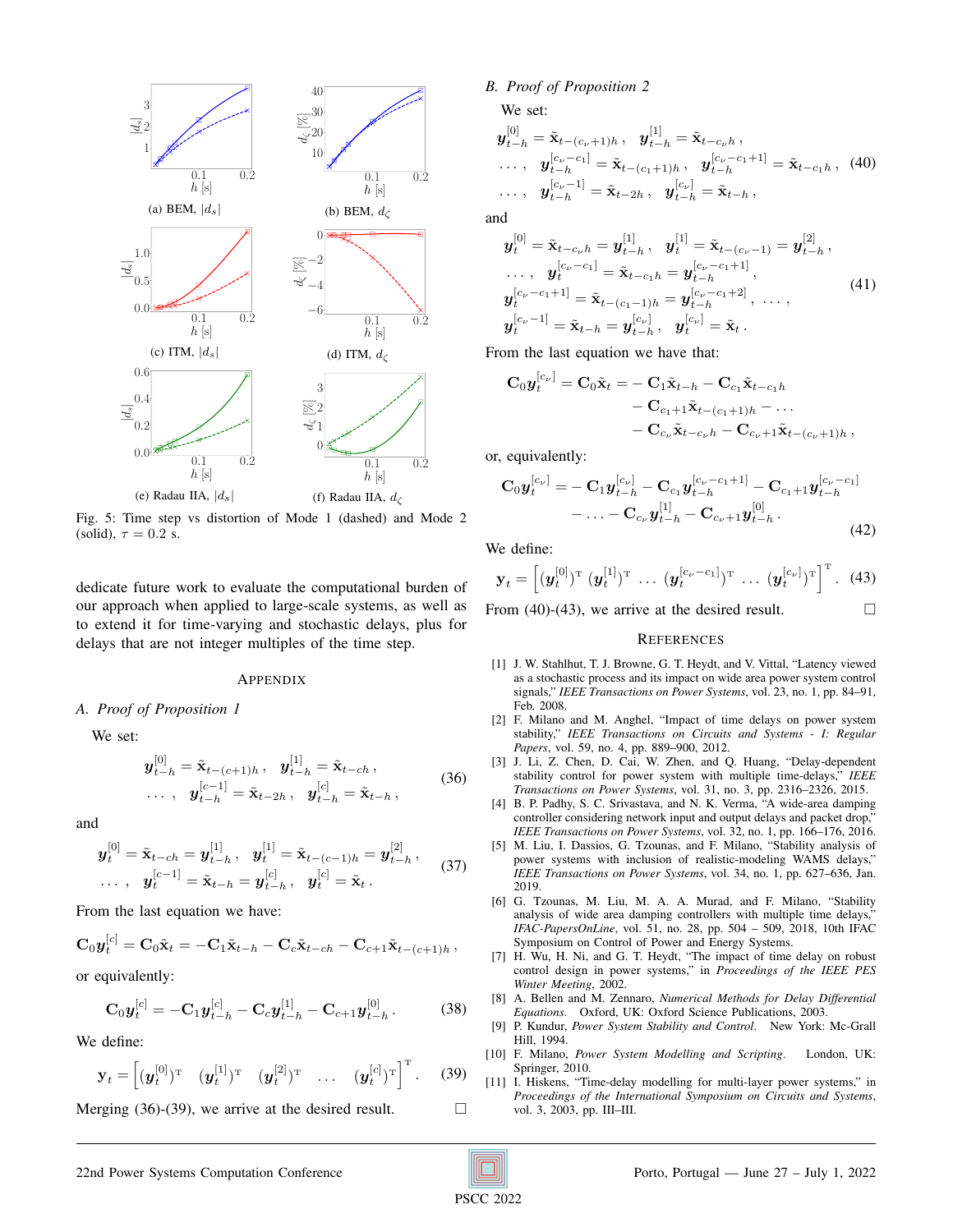(a) BEM, $|d_s|$

(b) BEM, $d_\zeta$

(c) ITM, $|d_s|$

(d) ITM, $d_\zeta$

(e) Radau IIA, $|d_s|$

(f) Radau IIA, $d_\zeta$

Fig. 5: Time step vs distortion of Mode 1 (dashed) and Mode 2 (solid), $\tau = 0.2$ s.

dedicate future work to evaluate the computational burden of our approach when applied to large-scale systems, as well as to extend it for time-varying and stochastic delays, plus for delays that are not integer multiples of the time step.

## Appendix

### A. Proof of Proposition 1

We set:

$$
\begin{aligned}
&\boldsymbol{y}_{t-h}^{[0]} = \tilde{\mathbf{x}}_{t-(c+1)h} , \quad \boldsymbol{y}_{t-h}^{[1]} = \tilde{\mathbf{x}}_{t-ch} , \\
&\ldots , \quad \boldsymbol{y}_{t-h}^{[c-1]} = \tilde{\mathbf{x}}_{t-2h} , \quad \boldsymbol{y}_{t-h}^{[c]} = \tilde{\mathbf{x}}_{t-h} ,
\end{aligned}
\tag{36}
$$

and

$$
\begin{aligned}
&\boldsymbol{y}_{t}^{[0]} = \tilde{\mathbf{x}}_{t-ch} = \boldsymbol{y}_{t-h}^{[1]} , \quad \boldsymbol{y}_{t}^{[1]} = \tilde{\mathbf{x}}_{t-(c-1)h} = \boldsymbol{y}_{t-h}^{[2]} , \\
&\ldots , \quad \boldsymbol{y}_{t}^{[c-1]} = \tilde{\mathbf{x}}_{t-h} = \boldsymbol{y}_{t-h}^{[c]} , \quad \boldsymbol{y}_{t}^{[c]} = \tilde{\mathbf{x}}_{t} .
\end{aligned}
\tag{37}
$$

From the last equation we have:

$$
\mathbf{C}_0 \boldsymbol{y}_t^{[c]} = \mathbf{C}_0 \tilde{\mathbf{x}}_t = -\mathbf{C}_1 \tilde{\mathbf{x}}_{t-h} - \mathbf{C}_c \tilde{\mathbf{x}}_{t-ch} - \mathbf{C}_{c+1} \tilde{\mathbf{x}}_{t-(c+1)h} ,
$$

or equivalently:

$$
\mathbf{C}_0 \boldsymbol{y}_t^{[c]} = -\mathbf{C}_1 \boldsymbol{y}_{t-h}^{[c]} - \mathbf{C}_c \boldsymbol{y}_{t-h}^{[1]} - \mathbf{C}_{c+1} \boldsymbol{y}_{t-h}^{[0]} . \tag{38}
$$

We define:

$$
\mathbf{y}_t = \left[ (\boldsymbol{y}_t^{[0]})^{\mathrm{T}} \quad (\boldsymbol{y}_t^{[1]})^{\mathrm{T}} \quad (\boldsymbol{y}_t^{[2]})^{\mathrm{T}} \quad \ldots \quad (\boldsymbol{y}_t^{[c]})^{\mathrm{T}} \right]^{\mathrm{T}} . \tag{39}
$$

Merging (36)-(39), we arrive at the desired result. □

### B. Proof of Proposition 2

We set:

$$
\begin{aligned}
&\boldsymbol{y}_{t-h}^{[0]} = \tilde{\mathbf{x}}_{t-(c_\nu+1)h} , \quad \boldsymbol{y}_{t-h}^{[1]} = \tilde{\mathbf{x}}_{t-c_\nu h} , \\
&\ldots , \quad \boldsymbol{y}_{t-h}^{[c_\nu - c_1]} = \tilde{\mathbf{x}}_{t-(c_1+1)h} , \quad \boldsymbol{y}_{t-h}^{[c_\nu - c_1 + 1]} = \tilde{\mathbf{x}}_{t-c_1 h} , \\
&\ldots , \quad \boldsymbol{y}_{t-h}^{[c_\nu - 1]} = \tilde{\mathbf{x}}_{t-2h} , \quad \boldsymbol{y}_{t-h}^{[c_\nu]} = \tilde{\mathbf{x}}_{t-h} ,
\end{aligned}
\tag{40}
$$

and

$$
\begin{aligned}
&\boldsymbol{y}_{t}^{[0]} = \tilde{\mathbf{x}}_{t-c_\nu h} = \boldsymbol{y}_{t-h}^{[1]} , \quad \boldsymbol{y}_{t}^{[1]} = \tilde{\mathbf{x}}_{t-(c_\nu-1)} = \boldsymbol{y}_{t-h}^{[2]} , \\
&\ldots , \quad \boldsymbol{y}_{t}^{[c_\nu - c_1]} = \tilde{\mathbf{x}}_{t-c_1 h} = \boldsymbol{y}_{t-h}^{[c_\nu - c_1 + 1]} , \\
&\boldsymbol{y}_{t}^{[c_\nu - c_1 + 1]} = \tilde{\mathbf{x}}_{t-(c_1-1)h} = \boldsymbol{y}_{t-h}^{[c_\nu - c_1 + 2]} , \quad \ldots , \\
&\boldsymbol{y}_{t}^{[c_\nu - 1]} = \tilde{\mathbf{x}}_{t-h} = \boldsymbol{y}_{t-h}^{[c_\nu]} , \quad \boldsymbol{y}_{t}^{[c_\nu]} = \tilde{\mathbf{x}}_{t} .
\end{aligned}
\tag{41}
$$

From the last equation we have that:

$$
\begin{aligned}
\mathbf{C}_0 \boldsymbol{y}_t^{[c_\nu]} = \mathbf{C}_0 \tilde{\mathbf{x}}_t = &- \mathbf{C}_1 \tilde{\mathbf{x}}_{t-h} - \mathbf{C}_{c_1} \tilde{\mathbf{x}}_{t-c_1 h} \\
&- \mathbf{C}_{c_1+1} \tilde{\mathbf{x}}_{t-(c_1+1)h} - \ldots \\
&- \mathbf{C}_{c_\nu} \tilde{\mathbf{x}}_{t-c_\nu h} - \mathbf{C}_{c_\nu+1} \tilde{\mathbf{x}}_{t-(c_\nu+1)h} ,
\end{aligned}
$$

or, equivalently:

$$
\begin{aligned}
\mathbf{C}_0 \boldsymbol{y}_t^{[c_\nu]} = &- \mathbf{C}_1 \boldsymbol{y}_{t-h}^{[c_\nu]} - \mathbf{C}_{c_1} \boldsymbol{y}_{t-h}^{[c_\nu - c_1 + 1]} - \mathbf{C}_{c_1+1} \boldsymbol{y}_{t-h}^{[c_\nu - c_1]} \\
&- \ldots - \mathbf{C}_{c_\nu} \boldsymbol{y}_{t-h}^{[1]} - \mathbf{C}_{c_\nu+1} \boldsymbol{y}_{t-h}^{[0]} .
\end{aligned}
\tag{42}
$$

We define:

$$
\mathbf{y}_t = \left[ (\boldsymbol{y}_t^{[0]})^{\mathrm{T}} \ (\boldsymbol{y}_t^{[1]})^{\mathrm{T}} \ \ldots \ (\boldsymbol{y}_t^{[c_\nu - c_1]})^{\mathrm{T}} \ \ldots \ (\boldsymbol{y}_t^{[c_\nu]})^{\mathrm{T}} \right]^{\mathrm{T}} . \tag{43}
$$

From (40)-(43), we arrive at the desired result. □

## References

[1] J. W. Stahlhut, T. J. Browne, G. T. Heydt, and V. Vittal, "Latency viewed as a stochastic process and its impact on wide area power system control signals," *IEEE Transactions on Power Systems*, vol. 23, no. 1, pp. 84–91, Feb. 2008.

[2] F. Milano and M. Anghel, "Impact of time delays on power system stability," *IEEE Transactions on Circuits and Systems - I: Regular Papers*, vol. 59, no. 4, pp. 889–900, 2012.

[3] J. Li, Z. Chen, D. Cai, W. Zhen, and Q. Huang, "Delay-dependent stability control for power system with multiple time-delays," *IEEE Transactions on Power Systems*, vol. 31, no. 3, pp. 2316–2326, 2015.

[4] B. P. Padhy, S. C. Srivastava, and N. K. Verma, "A wide-area damping controller considering network input and output delays and packet drop," *IEEE Transactions on Power Systems*, vol. 32, no. 1, pp. 166–176, 2016.

[5] M. Liu, I. Dassios, G. Tzounas, and F. Milano, "Stability analysis of power systems with inclusion of realistic-modeling WAMS delays," *IEEE Transactions on Power Systems*, vol. 34, no. 1, pp. 627–636, Jan. 2019.

[6] G. Tzounas, M. Liu, M. A. A. Murad, and F. Milano, "Stability analysis of wide area damping controllers with multiple time delays," *IFAC-PapersOnLine*, vol. 51, no. 28, pp. 504 – 509, 2018, 10th IFAC Symposium on Control of Power and Energy Systems.

[7] H. Wu, H. Ni, and G. T. Heydt, "The impact of time delay on robust control design in power systems," in *Proceedings of the IEEE PES Winter Meeting*, 2002.

[8] A. Bellen and M. Zennaro, *Numerical Methods for Delay Differential Equations*. Oxford, UK: Oxford Science Publications, 2003.

[9] P. Kundur, *Power System Stability and Control*. New York: Mc-Grall Hill, 1994.

[10] F. Milano, *Power System Modelling and Scripting*. London, UK: Springer, 2010.

[11] I. Hiskens, "Time-delay modelling for multi-layer power systems," in *Proceedings of the International Symposium on Circuits and Systems*, vol. 3, 2003, pp. III–III.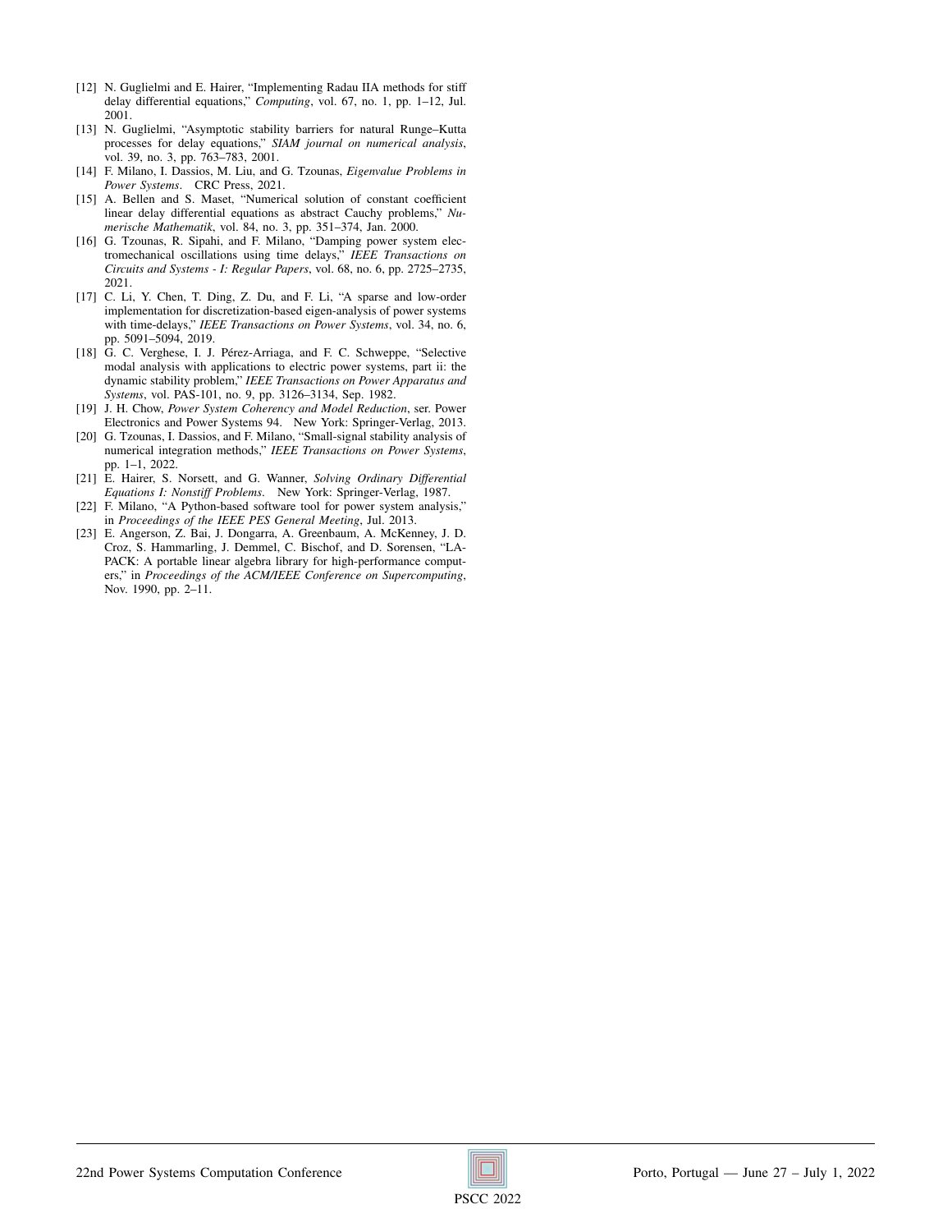[12] N. Guglielmi and E. Hairer, "Implementing Radau IIA methods for stiff delay differential equations," *Computing*, vol. 67, no. 1, pp. 1–12, Jul. 2001.

[13] N. Guglielmi, "Asymptotic stability barriers for natural Runge–Kutta processes for delay equations," *SIAM journal on numerical analysis*, vol. 39, no. 3, pp. 763–783, 2001.

[14] F. Milano, I. Dassios, M. Liu, and G. Tzounas, *Eigenvalue Problems in Power Systems*. CRC Press, 2021.

[15] A. Bellen and S. Maset, "Numerical solution of constant coefficient linear delay differential equations as abstract Cauchy problems," *Numerische Mathematik*, vol. 84, no. 3, pp. 351–374, Jan. 2000.

[16] G. Tzounas, R. Sipahi, and F. Milano, "Damping power system electromechanical oscillations using time delays," *IEEE Transactions on Circuits and Systems - I: Regular Papers*, vol. 68, no. 6, pp. 2725–2735, 2021.

[17] C. Li, Y. Chen, T. Ding, Z. Du, and F. Li, "A sparse and low-order implementation for discretization-based eigen-analysis of power systems with time-delays," *IEEE Transactions on Power Systems*, vol. 34, no. 6, pp. 5091–5094, 2019.

[18] G. C. Verghese, I. J. Pérez-Arriaga, and F. C. Schweppe, "Selective modal analysis with applications to electric power systems, part ii: the dynamic stability problem," *IEEE Transactions on Power Apparatus and Systems*, vol. PAS-101, no. 9, pp. 3126–3134, Sep. 1982.

[19] J. H. Chow, *Power System Coherency and Model Reduction*, ser. Power Electronics and Power Systems 94. New York: Springer-Verlag, 2013.

[20] G. Tzounas, I. Dassios, and F. Milano, "Small-signal stability analysis of numerical integration methods," *IEEE Transactions on Power Systems*, pp. 1–1, 2022.

[21] E. Hairer, S. Norsett, and G. Wanner, *Solving Ordinary Differential Equations I: Nonstiff Problems*. New York: Springer-Verlag, 1987.

[22] F. Milano, "A Python-based software tool for power system analysis," in *Proceedings of the IEEE PES General Meeting*, Jul. 2013.

[23] E. Angerson, Z. Bai, J. Dongarra, A. Greenbaum, A. McKenney, J. D. Croz, S. Hammarling, J. Demmel, C. Bischof, and D. Sorensen, "LAPACK: A portable linear algebra library for high-performance computers," in *Proceedings of the ACM/IEEE Conference on Supercomputing*, Nov. 1990, pp. 2–11.